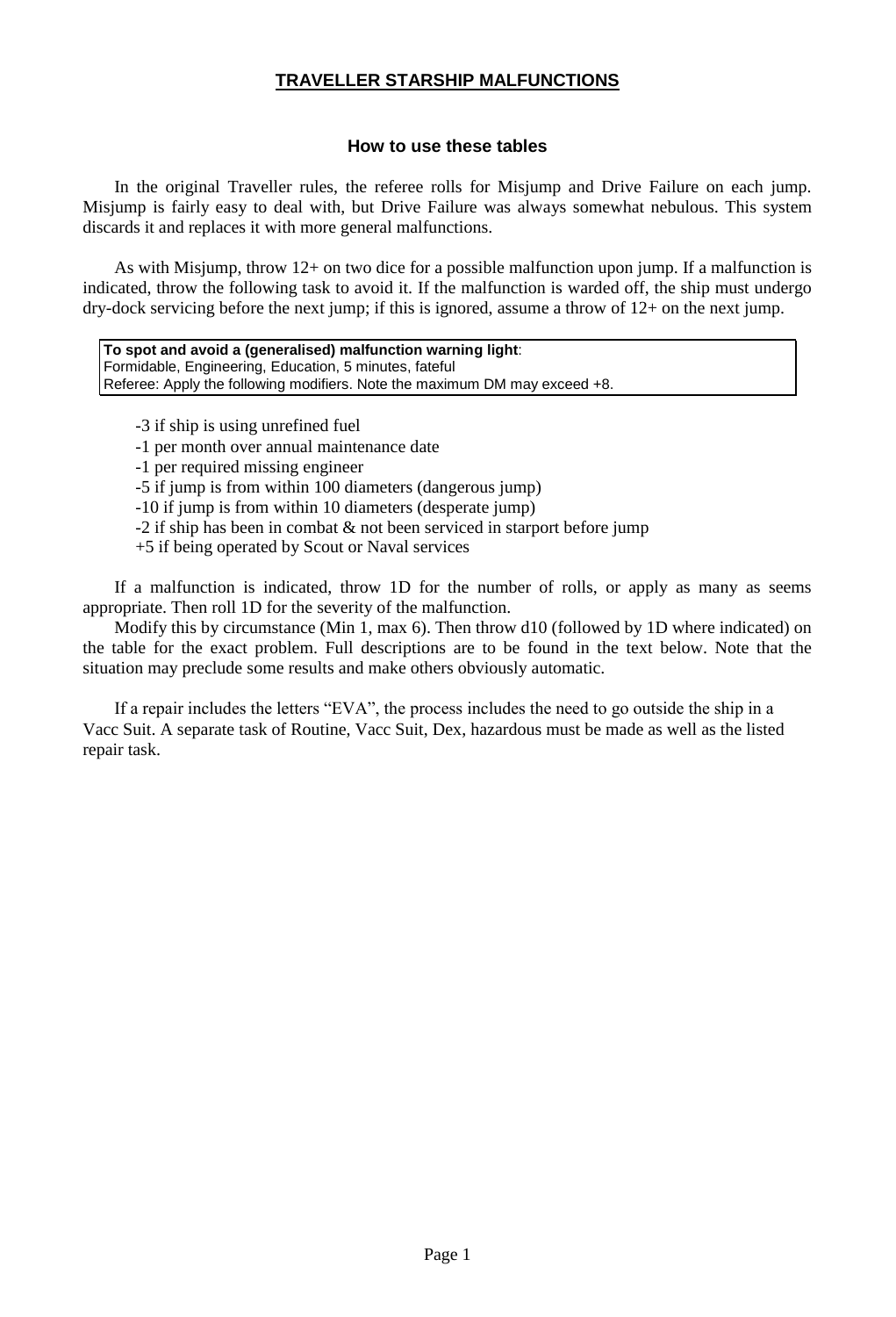# TRAVELLER STARSHIP MALFUNCTIONS

## How to use these tables

In the original Traveller rules, the referee rolls for Misjump and Drive Failure on each jump. Misjump is fairly easy to deal with, but Drive Failure was always somewhat nebulous. This system discards it and replaces it with more general malfunctions.

As with Misjump, throw 12+ on two dice for a possible malfunction upon jump. If a malfunction is indicated, throw the following task to avoid it. If the malfunction is warded off, the ship must undergo dry-dock servicing before the next jump; if this is ignored, assume a throw of 12+ on the next jump.

> **To spot and avoid a (generalised) malfunction warning light**:
> Formidable, Engineering, Education, 5 minutes, fateful
> Referee: Apply the following modifiers. Note the maximum DM may exceed +8.

- -3 if ship is using unrefined fuel
- -1 per month over annual maintenance date
- -1 per required missing engineer
- -5 if jump is from within 100 diameters (dangerous jump)
- -10 if jump is from within 10 diameters (desperate jump)
- -2 if ship has been in combat & not been serviced in starport before jump
- +5 if being operated by Scout or Naval services

If a malfunction is indicated, throw 1D for the number of rolls, or apply as many as seems appropriate. Then roll 1D for the severity of the malfunction.

Modify this by circumstance (Min 1, max 6). Then throw d10 (followed by 1D where indicated) on the table for the exact problem. Full descriptions are to be found in the text below. Note that the situation may preclude some results and make others obviously automatic.

If a repair includes the letters "EVA", the process includes the need to go outside the ship in a Vacc Suit. A separate task of Routine, Vacc Suit, Dex, hazardous must be made as well as the listed repair task.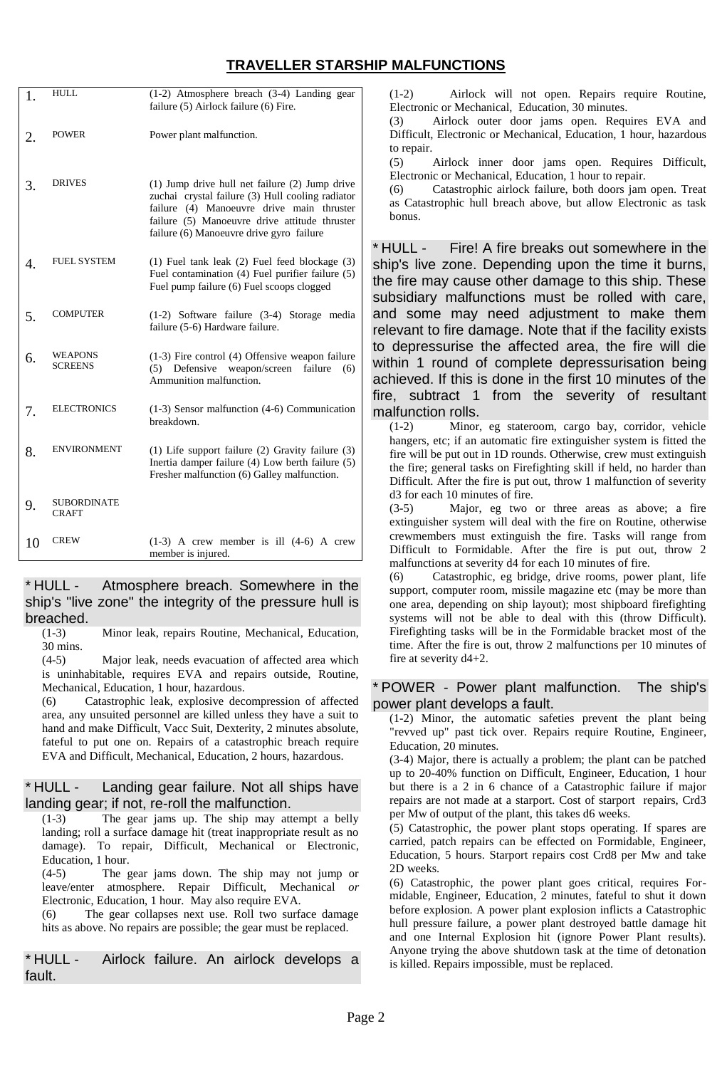## TRAVELLER STARSHIP MALFUNCTIONS

| | | |
|---|---|---|
| 1. | HULL | (1-2) Atmosphere breach (3-4) Landing gear failure (5) Airlock failure (6) Fire. |
| 2. | POWER | Power plant malfunction. |
| 3. | DRIVES | (1) Jump drive hull net failure (2) Jump drive zuchai crystal failure (3) Hull cooling radiator failure (4) Manoeuvre drive main thruster failure (5) Manoeuvre drive attitude thruster failure (6) Manoeuvre drive gyro failure |
| 4. | FUEL SYSTEM | (1) Fuel tank leak (2) Fuel feed blockage (3) Fuel contamination (4) Fuel purifier failure (5) Fuel pump failure (6) Fuel scoops clogged |
| 5. | COMPUTER | (1-2) Software failure (3-4) Storage media failure (5-6) Hardware failure. |
| 6. | WEAPONS SCREENS | (1-3) Fire control (4) Offensive weapon failure (5) Defensive weapon/screen failure (6) Ammunition malfunction. |
| 7. | ELECTRONICS | (1-3) Sensor malfunction (4-6) Communication breakdown. |
| 8. | ENVIRONMENT | (1) Life support failure (2) Gravity failure (3) Inertia damper failure (4) Low berth failure (5) Fresher malfunction (6) Galley malfunction. |
| 9. | SUBORDINATE CRAFT | |
| 10 | CREW | (1-3) A crew member is ill (4-6) A crew member is injured. |

### * HULL - Atmosphere breach. Somewhere in the ship's "live zone" the integrity of the pressure hull is breached.

(1-3) Minor leak, repairs Routine, Mechanical, Education, 30 mins.

(4-5) Major leak, needs evacuation of affected area which is uninhabitable, requires EVA and repairs outside, Routine, Mechanical, Education, 1 hour, hazardous.

(6) Catastrophic leak, explosive decompression of affected area, any unsuited personnel are killed unless they have a suit to hand and make Difficult, Vacc Suit, Dexterity, 2 minutes absolute, fateful to put one on. Repairs of a catastrophic breach require EVA and Difficult, Mechanical, Education, 2 hours, hazardous.

### * HULL - Landing gear failure. Not all ships have landing gear; if not, re-roll the malfunction.

(1-3) The gear jams up. The ship may attempt a belly landing; roll a surface damage hit (treat inappropriate result as no damage). To repair, Difficult, Mechanical or Electronic, Education, 1 hour.

(4-5) The gear jams down. The ship may not jump or leave/enter atmosphere. Repair Difficult, Mechanical *or* Electronic, Education, 1 hour. May also require EVA.

(6) The gear collapses next use. Roll two surface damage hits as above. No repairs are possible; the gear must be replaced.

### * HULL - Airlock failure. An airlock develops a fault.

(1-2) Airlock will not open. Repairs require Routine, Electronic or Mechanical, Education, 30 minutes.

(3) Airlock outer door jams open. Requires EVA and Difficult, Electronic or Mechanical, Education, 1 hour, hazardous to repair.

(5) Airlock inner door jams open. Requires Difficult, Electronic or Mechanical, Education, 1 hour to repair.

(6) Catastrophic airlock failure, both doors jam open. Treat as Catastrophic hull breach above, but allow Electronic as task bonus.

### * HULL - Fire! A fire breaks out somewhere in the ship's live zone. Depending upon the time it burns, the fire may cause other damage to this ship. These subsidiary malfunctions must be rolled with care, and some may need adjustment to make them relevant to fire damage. Note that if the facility exists to depressurise the affected area, the fire will die within 1 round of complete depressurisation being achieved. If this is done in the first 10 minutes of the fire, subtract 1 from the severity of resultant malfunction rolls.

(1-2) Minor, eg stateroom, cargo bay, corridor, vehicle hangers, etc; if an automatic fire extinguisher system is fitted the fire will be put out in 1D rounds. Otherwise, crew must extinguish the fire; general tasks on Firefighting skill if held, no harder than Difficult. After the fire is put out, throw 1 malfunction of severity d3 for each 10 minutes of fire.

(3-5) Major, eg two or three areas as above; a fire extinguisher system will deal with the fire on Routine, otherwise crewmembers must extinguish the fire. Tasks will range from Difficult to Formidable. After the fire is put out, throw 2 malfunctions at severity d4 for each 10 minutes of fire.

(6) Catastrophic, eg bridge, drive rooms, power plant, life support, computer room, missile magazine etc (may be more than one area, depending on ship layout); most shipboard firefighting systems will not be able to deal with this (throw Difficult). Firefighting tasks will be in the Formidable bracket most of the time. After the fire is out, throw 2 malfunctions per 10 minutes of fire at severity d4+2.

### * POWER - Power plant malfunction. The ship's power plant develops a fault.

(1-2) Minor, the automatic safeties prevent the plant being "revved up" past tick over. Repairs require Routine, Engineer, Education, 20 minutes.

(3-4) Major, there is actually a problem; the plant can be patched up to 20-40% function on Difficult, Engineer, Education, 1 hour but there is a 2 in 6 chance of a Catastrophic failure if major repairs are not made at a starport. Cost of starport repairs, Crd3 per Mw of output of the plant, this takes d6 weeks.

(5) Catastrophic, the power plant stops operating. If spares are carried, patch repairs can be effected on Formidable, Engineer, Education, 5 hours. Starport repairs cost Crd8 per Mw and take 2D weeks.

(6) Catastrophic, the power plant goes critical, requires Formidable, Engineer, Education, 2 minutes, fateful to shut it down before explosion. A power plant explosion inflicts a Catastrophic hull pressure failure, a power plant destroyed battle damage hit and one Internal Explosion hit (ignore Power Plant results). Anyone trying the above shutdown task at the time of detonation is killed. Repairs impossible, must be replaced.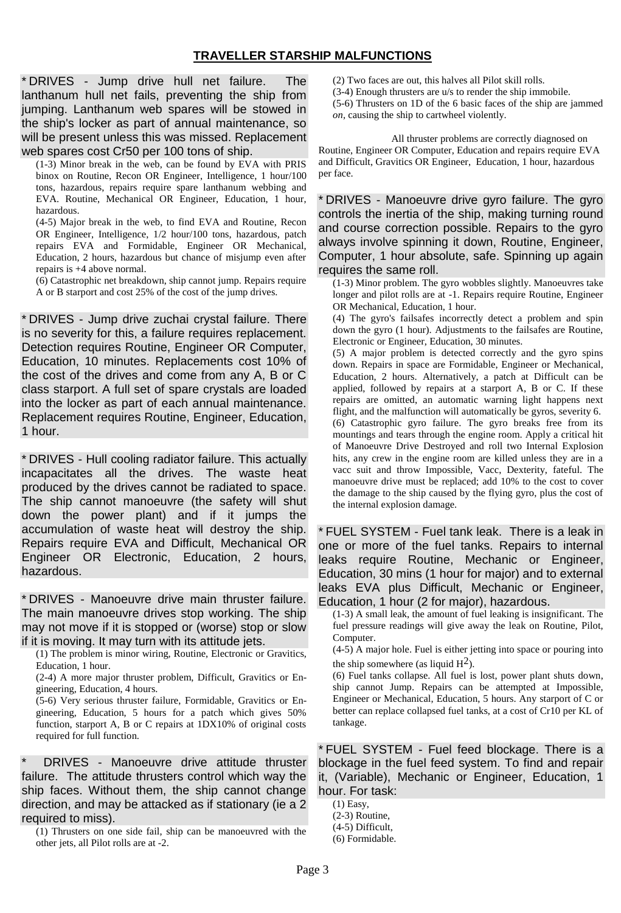## TRAVELLER STARSHIP MALFUNCTIONS

* DRIVES - Jump drive hull net failure. The lanthanum hull net fails, preventing the ship from jumping. Lanthanum web spares will be stowed in the ship's locker as part of annual maintenance, so will be present unless this was missed. Replacement web spares cost Cr50 per 100 tons of ship.

(1-3) Minor break in the web, can be found by EVA with PRIS binox on Routine, Recon OR Engineer, Intelligence, 1 hour/100 tons, hazardous, repairs require spare lanthanum webbing and EVA. Routine, Mechanical OR Engineer, Education, 1 hour, hazardous.

(4-5) Major break in the web, to find EVA and Routine, Recon OR Engineer, Intelligence, 1/2 hour/100 tons, hazardous, patch repairs EVA and Formidable, Engineer OR Mechanical, Education, 2 hours, hazardous but chance of misjump even after repairs is +4 above normal.

(6) Catastrophic net breakdown, ship cannot jump. Repairs require A or B starport and cost 25% of the cost of the jump drives.

* DRIVES - Jump drive zuchai crystal failure. There is no severity for this, a failure requires replacement. Detection requires Routine, Engineer OR Computer, Education, 10 minutes. Replacements cost 10% of the cost of the drives and come from any A, B or C class starport. A full set of spare crystals are loaded into the locker as part of each annual maintenance. Replacement requires Routine, Engineer, Education, 1 hour.

* DRIVES - Hull cooling radiator failure. This actually incapacitates all the drives. The waste heat produced by the drives cannot be radiated to space. The ship cannot manoeuvre (the safety will shut down the power plant) and if it jumps the accumulation of waste heat will destroy the ship. Repairs require EVA and Difficult, Mechanical OR Engineer OR Electronic, Education, 2 hours, hazardous.

* DRIVES - Manoeuvre drive main thruster failure. The main manoeuvre drives stop working. The ship may not move if it is stopped or (worse) stop or slow if it is moving. It may turn with its attitude jets.

(1) The problem is minor wiring, Routine, Electronic or Gravitics, Education, 1 hour.

(2-4) A more major thruster problem, Difficult, Gravitics or Engineering, Education, 4 hours.

(5-6) Very serious thruster failure, Formidable, Gravitics or Engineering, Education, 5 hours for a patch which gives 50% function, starport A, B or C repairs at 1DX10% of original costs required for full function.

* DRIVES - Manoeuvre drive attitude thruster failure. The attitude thrusters control which way the ship faces. Without them, the ship cannot change direction, and may be attacked as if stationary (ie a 2 required to miss).

(1) Thrusters on one side fail, ship can be manoeuvred with the other jets, all Pilot rolls are at -2.

(2) Two faces are out, this halves all Pilot skill rolls.

(3-4) Enough thrusters are u/s to render the ship immobile.

(5-6) Thrusters on 1D of the 6 basic faces of the ship are jammed *on*, causing the ship to cartwheel violently.

All thruster problems are correctly diagnosed on Routine, Engineer OR Computer, Education and repairs require EVA and Difficult, Gravitics OR Engineer, Education, 1 hour, hazardous per face.

* DRIVES - Manoeuvre drive gyro failure. The gyro controls the inertia of the ship, making turning round and course correction possible. Repairs to the gyro always involve spinning it down, Routine, Engineer, Computer, 1 hour absolute, safe. Spinning up again requires the same roll.

(1-3) Minor problem. The gyro wobbles slightly. Manoeuvres take longer and pilot rolls are at -1. Repairs require Routine, Engineer OR Mechanical, Education, 1 hour.

(4) The gyro's failsafes incorrectly detect a problem and spin down the gyro (1 hour). Adjustments to the failsafes are Routine, Electronic or Engineer, Education, 30 minutes.

(5) A major problem is detected correctly and the gyro spins down. Repairs in space are Formidable, Engineer or Mechanical, Education, 2 hours. Alternatively, a patch at Difficult can be applied, followed by repairs at a starport A, B or C. If these repairs are omitted, an automatic warning light happens next flight, and the malfunction will automatically be gyros, severity 6.

(6) Catastrophic gyro failure. The gyro breaks free from its mountings and tears through the engine room. Apply a critical hit of Manoeuvre Drive Destroyed and roll two Internal Explosion hits, any crew in the engine room are killed unless they are in a vacc suit and throw Impossible, Vacc, Dexterity, fateful. The manoeuvre drive must be replaced; add 10% to the cost to cover the damage to the ship caused by the flying gyro, plus the cost of the internal explosion damage.

* FUEL SYSTEM - Fuel tank leak. There is a leak in one or more of the fuel tanks. Repairs to internal leaks require Routine, Mechanic or Engineer, Education, 30 mins (1 hour for major) and to external leaks EVA plus Difficult, Mechanic or Engineer, Education, 1 hour (2 for major), hazardous.

(1-3) A small leak, the amount of fuel leaking is insignificant. The fuel pressure readings will give away the leak on Routine, Pilot, Computer.

(4-5) A major hole. Fuel is either jetting into space or pouring into the ship somewhere (as liquid $H^2$).

(6) Fuel tanks collapse. All fuel is lost, power plant shuts down, ship cannot Jump. Repairs can be attempted at Impossible, Engineer or Mechanical, Education, 5 hours. Any starport of C or better can replace collapsed fuel tanks, at a cost of Cr10 per KL of tankage.

* FUEL SYSTEM - Fuel feed blockage. There is a blockage in the fuel feed system. To find and repair it, (Variable), Mechanic or Engineer, Education, 1 hour. For task:

(1) Easy,
(2-3) Routine,
(4-5) Difficult,
(6) Formidable.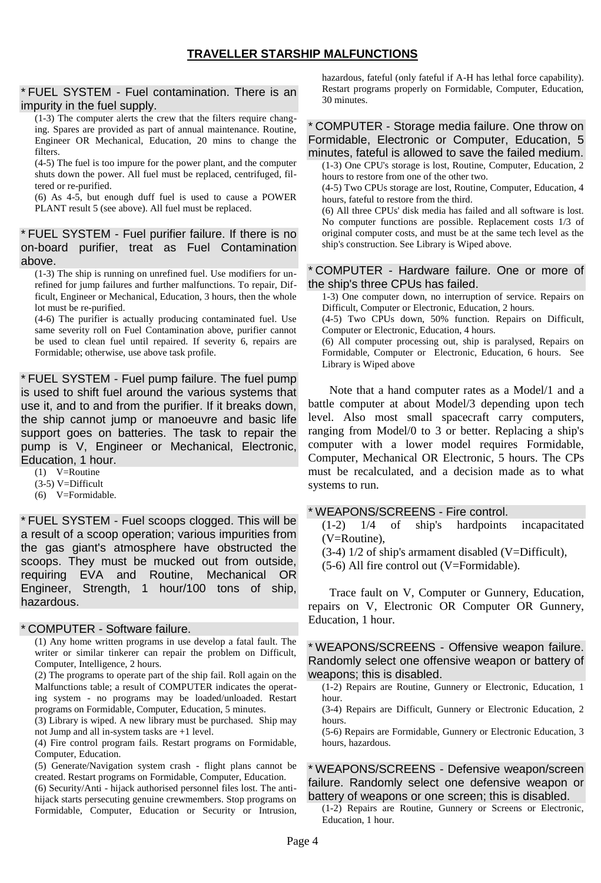# TRAVELLER STARSHIP MALFUNCTIONS

* FUEL SYSTEM - Fuel contamination. There is an impurity in the fuel supply.

(1-3) The computer alerts the crew that the filters require changing. Spares are provided as part of annual maintenance. Routine, Engineer OR Mechanical, Education, 20 mins to change the filters.

(4-5) The fuel is too impure for the power plant, and the computer shuts down the power. All fuel must be replaced, centrifuged, filtered or re-purified.

(6) As 4-5, but enough duff fuel is used to cause a POWER PLANT result 5 (see above). All fuel must be replaced.

* FUEL SYSTEM - Fuel purifier failure. If there is no on-board purifier, treat as Fuel Contamination above.

(1-3) The ship is running on unrefined fuel. Use modifiers for unrefined for jump failures and further malfunctions. To repair, Difficult, Engineer or Mechanical, Education, 3 hours, then the whole lot must be re-purified.

(4-6) The purifier is actually producing contaminated fuel. Use same severity roll on Fuel Contamination above, purifier cannot be used to clean fuel until repaired. If severity 6, repairs are Formidable; otherwise, use above task profile.

* FUEL SYSTEM - Fuel pump failure. The fuel pump is used to shift fuel around the various systems that use it, and to and from the purifier. If it breaks down, the ship cannot jump or manoeuvre and basic life support goes on batteries. The task to repair the pump is V, Engineer or Mechanical, Electronic, Education, 1 hour.

(1) V=Routine
(3-5) V=Difficult
(6) V=Formidable.

* FUEL SYSTEM - Fuel scoops clogged. This will be a result of a scoop operation; various impurities from the gas giant's atmosphere have obstructed the scoops. They must be mucked out from outside, requiring EVA and Routine, Mechanical OR Engineer, Strength, 1 hour/100 tons of ship, hazardous.

* COMPUTER - Software failure.

(1) Any home written programs in use develop a fatal fault. The writer or similar tinkerer can repair the problem on Difficult, Computer, Intelligence, 2 hours.

(2) The programs to operate part of the ship fail. Roll again on the Malfunctions table; a result of COMPUTER indicates the operating system - no programs may be loaded/unloaded. Restart programs on Formidable, Computer, Education, 5 minutes.

(3) Library is wiped. A new library must be purchased. Ship may not Jump and all in-system tasks are +1 level.

(4) Fire control program fails. Restart programs on Formidable, Computer, Education.

(5) Generate/Navigation system crash - flight plans cannot be created. Restart programs on Formidable, Computer, Education.

(6) Security/Anti - hijack authorised personnel files lost. The anti-hijack starts persecuting genuine crewmembers. Stop programs on Formidable, Computer, Education or Security or Intrusion, hazardous, fateful (only fateful if A-H has lethal force capability). Restart programs properly on Formidable, Computer, Education, 30 minutes.

* COMPUTER - Storage media failure. One throw on Formidable, Electronic or Computer, Education, 5 minutes, fateful is allowed to save the failed medium.

(1-3) One CPU's storage is lost, Routine, Computer, Education, 2 hours to restore from one of the other two.

(4-5) Two CPUs storage are lost, Routine, Computer, Education, 4 hours, fateful to restore from the third.

(6) All three CPUs' disk media has failed and all software is lost. No computer functions are possible. Replacement costs 1/3 of original computer costs, and must be at the same tech level as the ship's construction. See Library is Wiped above.

* COMPUTER - Hardware failure. One or more of the ship's three CPUs has failed.

1-3) One computer down, no interruption of service. Repairs on Difficult, Computer or Electronic, Education, 2 hours.

(4-5) Two CPUs down, 50% function. Repairs on Difficult, Computer or Electronic, Education, 4 hours.

(6) All computer processing out, ship is paralysed, Repairs on Formidable, Computer or Electronic, Education, 6 hours. See Library is Wiped above

Note that a hand computer rates as a Model/1 and a battle computer at about Model/3 depending upon tech level. Also most small spacecraft carry computers, ranging from Model/0 to 3 or better. Replacing a ship's computer with a lower model requires Formidable, Computer, Mechanical OR Electronic, 5 hours. The CPs must be recalculated, and a decision made as to what systems to run.

* WEAPONS/SCREENS - Fire control.

(1-2) 1/4 of ship's hardpoints incapacitated (V=Routine),

(3-4) 1/2 of ship's armament disabled (V=Difficult),

(5-6) All fire control out (V=Formidable).

Trace fault on V, Computer or Gunnery, Education, repairs on V, Electronic OR Computer OR Gunnery, Education, 1 hour.

* WEAPONS/SCREENS - Offensive weapon failure. Randomly select one offensive weapon or battery of weapons; this is disabled.

(1-2) Repairs are Routine, Gunnery or Electronic, Education, 1 hour.

(3-4) Repairs are Difficult, Gunnery or Electronic Education, 2 hours.

(5-6) Repairs are Formidable, Gunnery or Electronic Education, 3 hours, hazardous.

* WEAPONS/SCREENS - Defensive weapon/screen failure. Randomly select one defensive weapon or battery of weapons or one screen; this is disabled.

(1-2) Repairs are Routine, Gunnery or Screens or Electronic, Education, 1 hour.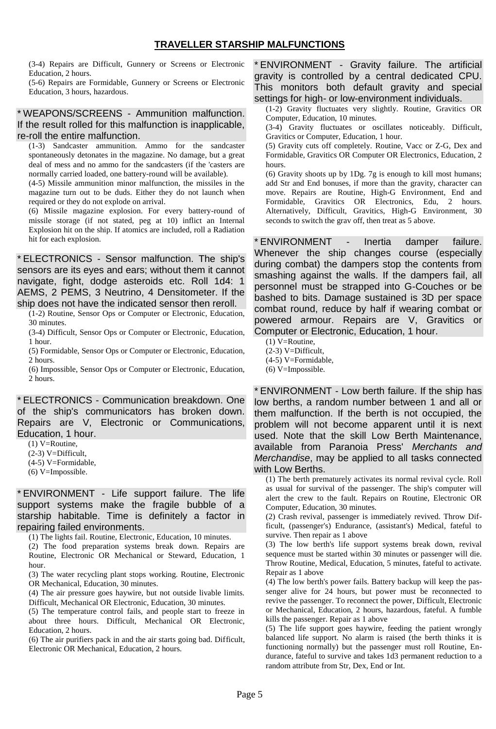# TRAVELLER STARSHIP MALFUNCTIONS

(3-4) Repairs are Difficult, Gunnery or Screens or Electronic Education, 2 hours.

(5-6) Repairs are Formidable, Gunnery or Screens or Electronic Education, 3 hours, hazardous.

* WEAPONS/SCREENS - Ammunition malfunction. If the result rolled for this malfunction is inapplicable, re-roll the entire malfunction.

(1-3) Sandcaster ammunition. Ammo for the sandcaster spontaneously detonates in the magazine. No damage, but a great deal of mess and no ammo for the sandcasters (if the 'casters are normally carried loaded, one battery-round will be available).

(4-5) Missile ammunition minor malfunction, the missiles in the magazine turn out to be duds. Either they do not launch when required or they do not explode on arrival.

(6) Missile magazine explosion. For every battery-round of missile storage (if not stated, peg at 10) inflict an Internal Explosion hit on the ship. If atomics are included, roll a Radiation hit for each explosion.

* ELECTRONICS - Sensor malfunction. The ship's sensors are its eyes and ears; without them it cannot navigate, fight, dodge asteroids etc. Roll 1d4: 1 AEMS, 2 PEMS, 3 Neutrino, 4 Densitometer. If the ship does not have the indicated sensor then reroll.

(1-2) Routine, Sensor Ops or Computer or Electronic, Education, 30 minutes.

(3-4) Difficult, Sensor Ops or Computer or Electronic, Education, 1 hour.

(5) Formidable, Sensor Ops or Computer or Electronic, Education, 2 hours.

(6) Impossible, Sensor Ops or Computer or Electronic, Education, 2 hours.

* ELECTRONICS - Communication breakdown. One of the ship's communicators has broken down. Repairs are V, Electronic or Communications, Education, 1 hour.

(1) V=Routine,
(2-3) V=Difficult,
(4-5) V=Formidable,
(6) V=Impossible.

* ENVIRONMENT - Life support failure. The life support systems make the fragile bubble of a starship habitable. Time is definitely a factor in repairing failed environments.

(1) The lights fail. Routine, Electronic, Education, 10 minutes.

(2) The food preparation systems break down. Repairs are Routine, Electronic OR Mechanical or Steward, Education, 1 hour.

(3) The water recycling plant stops working. Routine, Electronic OR Mechanical, Education, 30 minutes.

(4) The air pressure goes haywire, but not outside livable limits. Difficult, Mechanical OR Electronic, Education, 30 minutes.

(5) The temperature control fails, and people start to freeze in about three hours. Difficult, Mechanical OR Electronic, Education, 2 hours.

(6) The air purifiers pack in and the air starts going bad. Difficult, Electronic OR Mechanical, Education, 2 hours.

* ENVIRONMENT - Gravity failure. The artificial gravity is controlled by a central dedicated CPU. This monitors both default gravity and special settings for high- or low-environment individuals.

(1-2) Gravity fluctuates very slightly. Routine, Gravitics OR Computer, Education, 10 minutes.

(3-4) Gravity fluctuates or oscillates noticeably. Difficult, Gravitics or Computer, Education, 1 hour.

(5) Gravity cuts off completely. Routine, Vacc or Z-G, Dex and Formidable, Gravitics OR Computer OR Electronics, Education, 2 hours.

(6) Gravity shoots up by 1Dg. 7g is enough to kill most humans; add Str and End bonuses, if more than the gravity, character can move. Repairs are Routine, High-G Environment, End and Formidable, Gravitics OR Electronics, Edu, 2 hours. Alternatively, Difficult, Gravitics, High-G Environment, 30 seconds to switch the grav off, then treat as 5 above.

* ENVIRONMENT - Inertia damper failure. Whenever the ship changes course (especially during combat) the dampers stop the contents from smashing against the walls. If the dampers fail, all personnel must be strapped into G-Couches or be bashed to bits. Damage sustained is 3D per space combat round, reduce by half if wearing combat or powered armour. Repairs are V, Gravitics or Computer or Electronic, Education, 1 hour.

(1) V=Routine,
(2-3) V=Difficult,
(4-5) V=Formidable,
(6) V=Impossible.

* ENVIRONMENT - Low berth failure. If the ship has low berths, a random number between 1 and all or them malfunction. If the berth is not occupied, the problem will not become apparent until it is next used. Note that the skill Low Berth Maintenance, available from Paranoia Press' *Merchants and Merchandise*, may be applied to all tasks connected with Low Berths.

(1) The berth prematurely activates its normal revival cycle. Roll as usual for survival of the passenger. The ship's computer will alert the crew to the fault. Repairs on Routine, Electronic OR Computer, Education, 30 minutes.

(2) Crash revival, passenger is immediately revived. Throw Difficult, (passenger's) Endurance, (assistant's) Medical, fateful to survive. Then repair as 1 above

(3) The low berth's life support systems break down, revival sequence must be started within 30 minutes or passenger will die. Throw Routine, Medical, Education, 5 minutes, fateful to activate. Repair as 1 above

(4) The low berth's power fails. Battery backup will keep the passenger alive for 24 hours, but power must be reconnected to revive the passenger. To reconnect the power, Difficult, Electronic or Mechanical, Education, 2 hours, hazardous, fateful. A fumble kills the passenger. Repair as 1 above

(5) The life support goes haywire, feeding the patient wrongly balanced life support. No alarm is raised (the berth thinks it is functioning normally) but the passenger must roll Routine, Endurance, fateful to survive and takes 1d3 permanent reduction to a random attribute from Str, Dex, End or Int.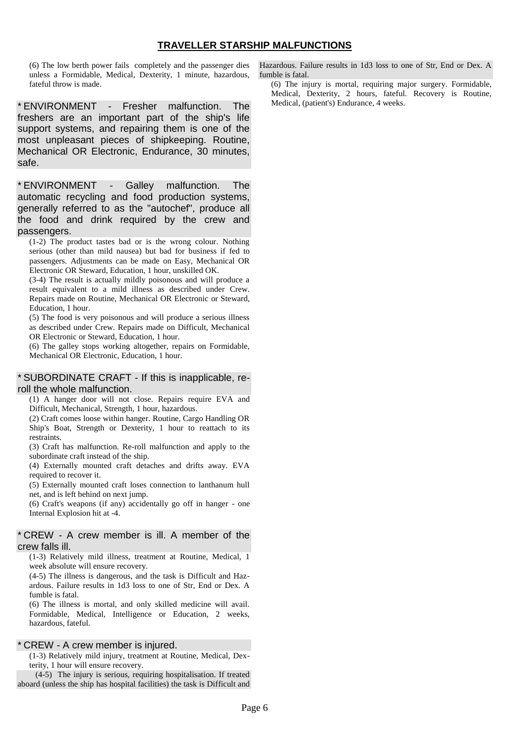(6) The low berth power fails completely and the passenger dies unless a Formidable, Medical, Dexterity, 1 minute, hazardous, fateful throw is made.

**\* ENVIRONMENT - Fresher malfunction.** The freshers are an important part of the ship's life support systems, and repairing them is one of the most unpleasant pieces of shipkeeping. Routine, Mechanical OR Electronic, Endurance, 30 minutes, safe.

**\* ENVIRONMENT - Galley malfunction.** The automatic recycling and food production systems, generally referred to as the "autochef", produce all the food and drink required by the crew and passengers.

(1-2) The product tastes bad or is the wrong colour. Nothing serious (other than mild nausea) but bad for business if fed to passengers. Adjustments can be made on Easy, Mechanical OR Electronic OR Steward, Education, 1 hour, unskilled OK.

(3-4) The result is actually mildly poisonous and will produce a result equivalent to a mild illness as described under Crew. Repairs made on Routine, Mechanical OR Electronic or Steward, Education, 1 hour.

(5) The food is very poisonous and will produce a serious illness as described under Crew. Repairs made on Difficult, Mechanical OR Electronic or Steward, Education, 1 hour.

(6) The galley stops working altogether, repairs on Formidable, Mechanical OR Electronic, Education, 1 hour.

**\* SUBORDINATE CRAFT - If this is inapplicable, re-roll the whole malfunction.**

(1) A hanger door will not close. Repairs require EVA and Difficult, Mechanical, Strength, 1 hour, hazardous.

(2) Craft comes loose within hanger. Routine, Cargo Handling OR Ship's Boat, Strength or Dexterity, 1 hour to reattach to its restraints.

(3) Craft has malfunction. Re-roll malfunction and apply to the subordinate craft instead of the ship.

(4) Externally mounted craft detaches and drifts away. EVA required to recover it.

(5) Externally mounted craft loses connection to lanthanum hull net, and is left behind on next jump.

(6) Craft's weapons (if any) accidentally go off in hanger - one Internal Explosion hit at -4.

**\* CREW - A crew member is ill.** A member of the crew falls ill.

(1-3) Relatively mild illness, treatment at Routine, Medical, 1 week absolute will ensure recovery.

(4-5) The illness is dangerous, and the task is Difficult and Hazardous. Failure results in 1d3 loss to one of Str, End or Dex. A fumble is fatal.

(6) The illness is mortal, and only skilled medicine will avail. Formidable, Medical, Intelligence or Education, 2 weeks, hazardous, fateful.

**\* CREW - A crew member is injured.**

(1-3) Relatively mild injury, treatment at Routine, Medical, Dexterity, 1 hour will ensure recovery.

(4-5) The injury is serious, requiring hospitalisation. If treated aboard (unless the ship has hospital facilities) the task is Difficult and Hazardous. Failure results in 1d3 loss to one of Str, End or Dex. A fumble is fatal.

(6) The injury is mortal, requiring major surgery. Formidable, Medical, Dexterity, 2 hours, fateful. Recovery is Routine, Medical, (patient's) Endurance, 4 weeks.